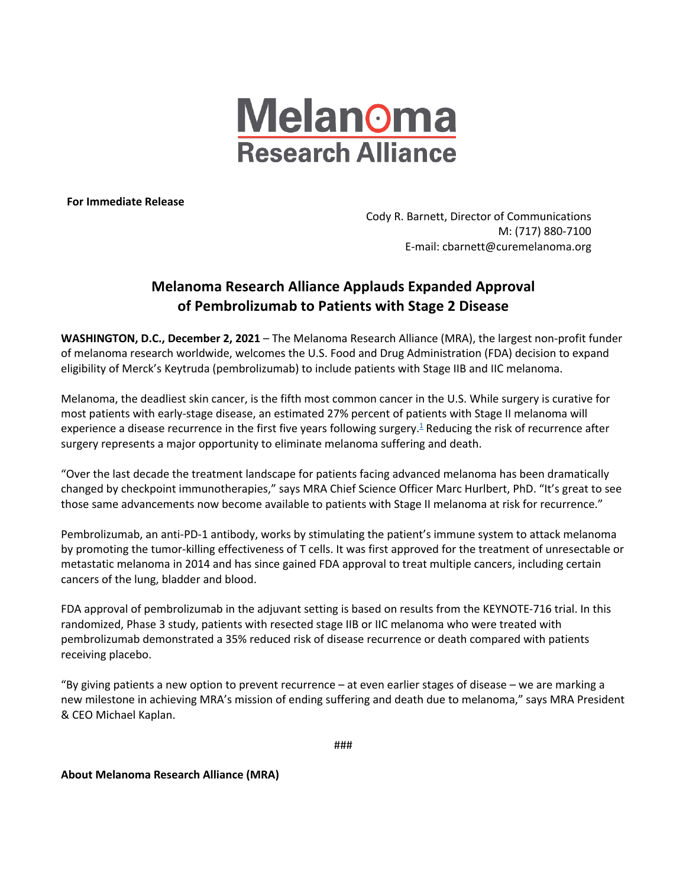# Melanoma Research Alliance

**For Immediate Release**

Cody R. Barnett, Director of Communications
M: (717) 880-7100
E-mail: cbarnett@curemelanoma.org

## Melanoma Research Alliance Applauds Expanded Approval of Pembrolizumab to Patients with Stage 2 Disease

**WASHINGTON, D.C., December 2, 2021** – The Melanoma Research Alliance (MRA), the largest non-profit funder of melanoma research worldwide, welcomes the U.S. Food and Drug Administration (FDA) decision to expand eligibility of Merck's Keytruda (pembrolizumab) to include patients with Stage IIB and IIC melanoma.

Melanoma, the deadliest skin cancer, is the fifth most common cancer in the U.S. While surgery is curative for most patients with early-stage disease, an estimated 27% percent of patients with Stage II melanoma will experience a disease recurrence in the first five years following surgery.[1] Reducing the risk of recurrence after surgery represents a major opportunity to eliminate melanoma suffering and death.

"Over the last decade the treatment landscape for patients facing advanced melanoma has been dramatically changed by checkpoint immunotherapies," says MRA Chief Science Officer Marc Hurlbert, PhD. "It's great to see those same advancements now become available to patients with Stage II melanoma at risk for recurrence."

Pembrolizumab, an anti-PD-1 antibody, works by stimulating the patient's immune system to attack melanoma by promoting the tumor-killing effectiveness of T cells. It was first approved for the treatment of unresectable or metastatic melanoma in 2014 and has since gained FDA approval to treat multiple cancers, including certain cancers of the lung, bladder and blood.

FDA approval of pembrolizumab in the adjuvant setting is based on results from the KEYNOTE-716 trial. In this randomized, Phase 3 study, patients with resected stage IIB or IIC melanoma who were treated with pembrolizumab demonstrated a 35% reduced risk of disease recurrence or death compared with patients receiving placebo.

"By giving patients a new option to prevent recurrence – at even earlier stages of disease – we are marking a new milestone in achieving MRA's mission of ending suffering and death due to melanoma," says MRA President & CEO Michael Kaplan.

###

**About Melanoma Research Alliance (MRA)**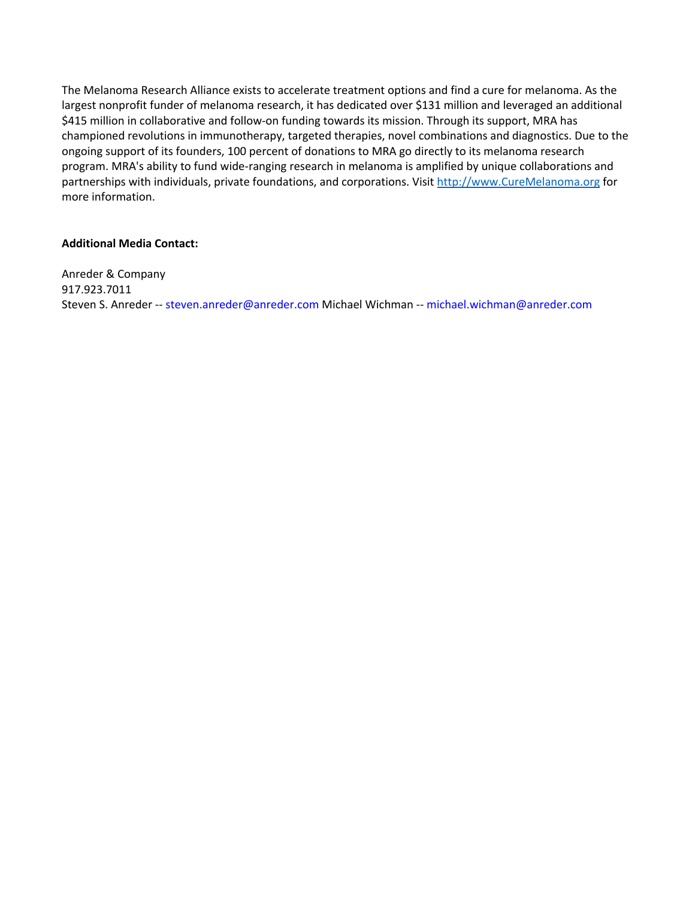The Melanoma Research Alliance exists to accelerate treatment options and find a cure for melanoma. As the largest nonprofit funder of melanoma research, it has dedicated over $131 million and leveraged an additional $415 million in collaborative and follow-on funding towards its mission. Through its support, MRA has championed revolutions in immunotherapy, targeted therapies, novel combinations and diagnostics. Due to the ongoing support of its founders, 100 percent of donations to MRA go directly to its melanoma research program. MRA's ability to fund wide-ranging research in melanoma is amplified by unique collaborations and partnerships with individuals, private foundations, and corporations. Visit http://www.CureMelanoma.org for more information.

**Additional Media Contact:**

Anreder & Company
917.923.7011
Steven S. Anreder -- steven.anreder@anreder.com Michael Wichman -- michael.wichman@anreder.com